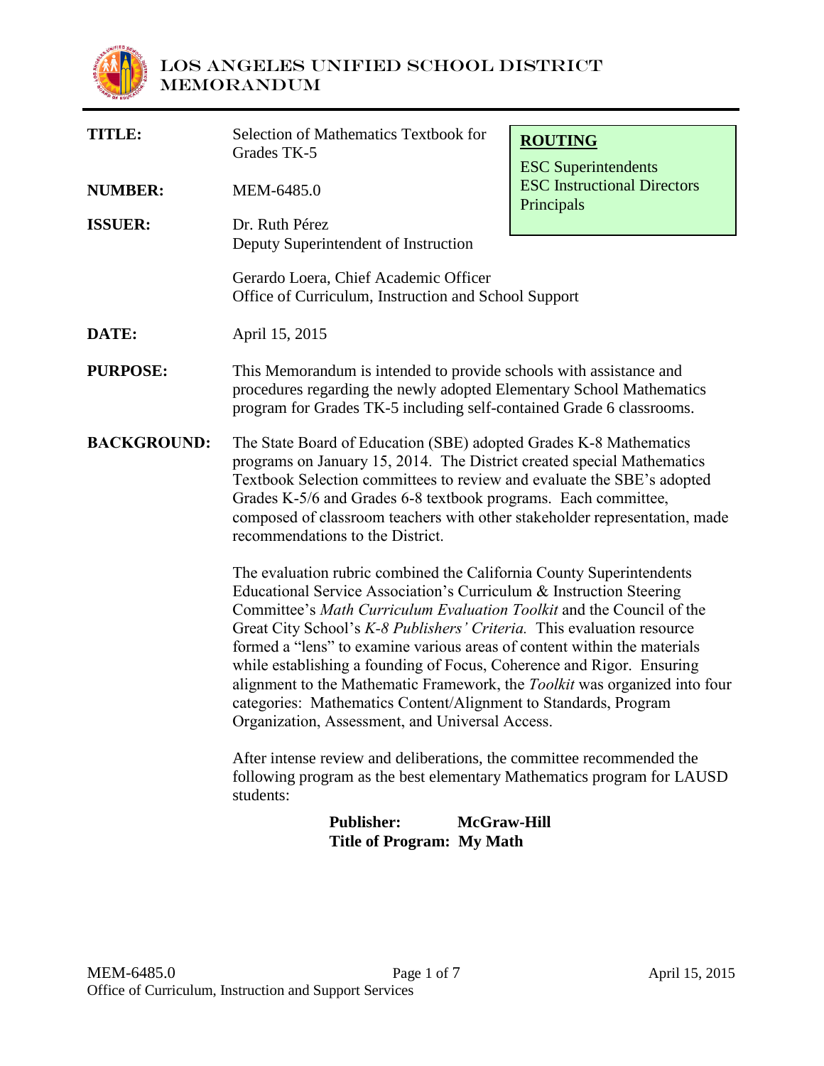# LOS ANGELES UNIFIED SCHOOL DISTRICT
## MEMORANDUM

**ROUTING**
ESC Superintendents
ESC Instructional Directors
Principals

**TITLE:** Selection of Mathematics Textbook for Grades TK-5

**NUMBER:** MEM-6485.0

**ISSUER:** Dr. Ruth Pérez
Deputy Superintendent of Instruction

Gerardo Loera, Chief Academic Officer
Office of Curriculum, Instruction and School Support

**DATE:** April 15, 2015

**PURPOSE:** This Memorandum is intended to provide schools with assistance and procedures regarding the newly adopted Elementary School Mathematics program for Grades TK-5 including self-contained Grade 6 classrooms.

**BACKGROUND:** The State Board of Education (SBE) adopted Grades K-8 Mathematics programs on January 15, 2014. The District created special Mathematics Textbook Selection committees to review and evaluate the SBE's adopted Grades K-5/6 and Grades 6-8 textbook programs. Each committee, composed of classroom teachers with other stakeholder representation, made recommendations to the District.

The evaluation rubric combined the California County Superintendents Educational Service Association's Curriculum & Instruction Steering Committee's *Math Curriculum Evaluation Toolkit* and the Council of the Great City School's *K-8 Publishers' Criteria.* This evaluation resource formed a "lens" to examine various areas of content within the materials while establishing a founding of Focus, Coherence and Rigor. Ensuring alignment to the Mathematic Framework, the *Toolkit* was organized into four categories: Mathematics Content/Alignment to Standards, Program Organization, Assessment, and Universal Access.

After intense review and deliberations, the committee recommended the following program as the best elementary Mathematics program for LAUSD students:

**Publisher: McGraw-Hill**
**Title of Program: My Math**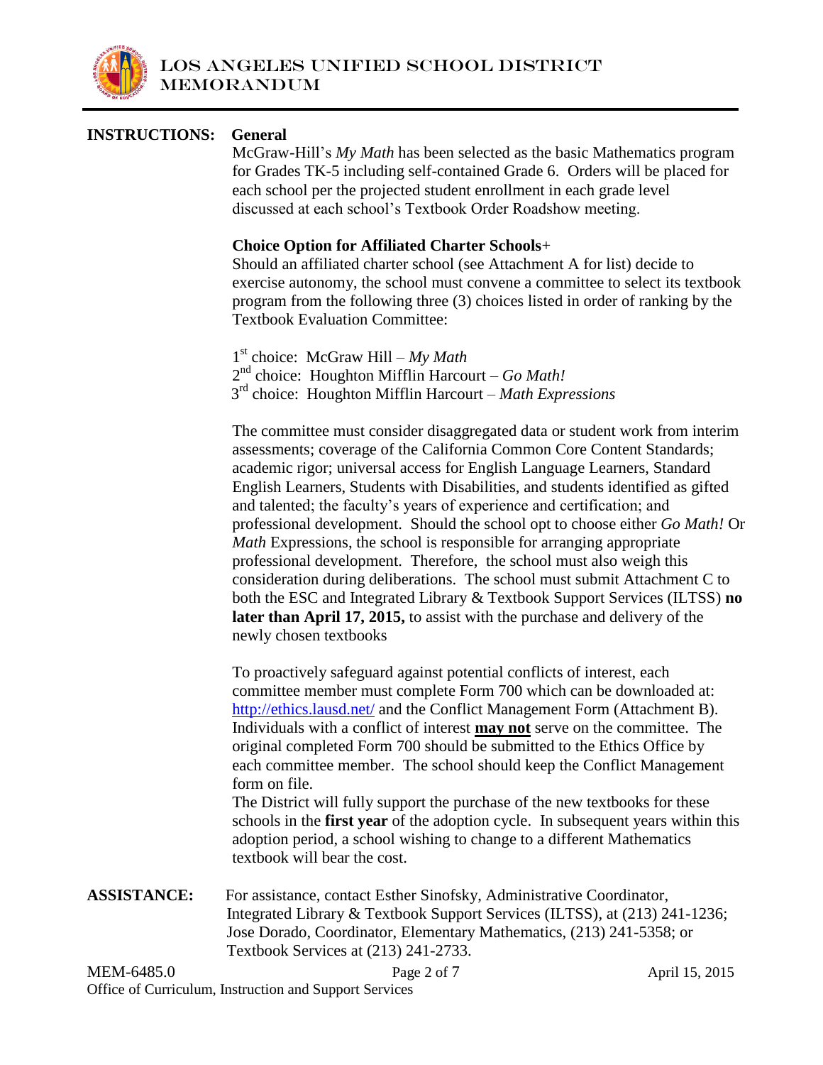**INSTRUCTIONS:**

**General**

McGraw-Hill's *My Math* has been selected as the basic Mathematics program for Grades TK-5 including self-contained Grade 6. Orders will be placed for each school per the projected student enrollment in each grade level discussed at each school's Textbook Order Roadshow meeting.

**Choice Option for Affiliated Charter Schools**+

Should an affiliated charter school (see Attachment A for list) decide to exercise autonomy, the school must convene a committee to select its textbook program from the following three (3) choices listed in order of ranking by the Textbook Evaluation Committee:

1st choice: McGraw Hill – *My Math*
2nd choice: Houghton Mifflin Harcourt – *Go Math!*
3rd choice: Houghton Mifflin Harcourt – *Math Expressions*

The committee must consider disaggregated data or student work from interim assessments; coverage of the California Common Core Content Standards; academic rigor; universal access for English Language Learners, Standard English Learners, Students with Disabilities, and students identified as gifted and talented; the faculty's years of experience and certification; and professional development. Should the school opt to choose either *Go Math!* Or *Math* Expressions, the school is responsible for arranging appropriate professional development. Therefore, the school must also weigh this consideration during deliberations. The school must submit Attachment C to both the ESC and Integrated Library & Textbook Support Services (ILTSS) **no later than April 17, 2015,** to assist with the purchase and delivery of the newly chosen textbooks

To proactively safeguard against potential conflicts of interest, each committee member must complete Form 700 which can be downloaded at: http://ethics.lausd.net/ and the Conflict Management Form (Attachment B). Individuals with a conflict of interest **may not** serve on the committee. The original completed Form 700 should be submitted to the Ethics Office by each committee member. The school should keep the Conflict Management form on file.

The District will fully support the purchase of the new textbooks for these schools in the **first year** of the adoption cycle. In subsequent years within this adoption period, a school wishing to change to a different Mathematics textbook will bear the cost.

**ASSISTANCE:** For assistance, contact Esther Sinofsky, Administrative Coordinator, Integrated Library & Textbook Support Services (ILTSS), at (213) 241-1236; Jose Dorado, Coordinator, Elementary Mathematics, (213) 241-5358; or Textbook Services at (213) 241-2733.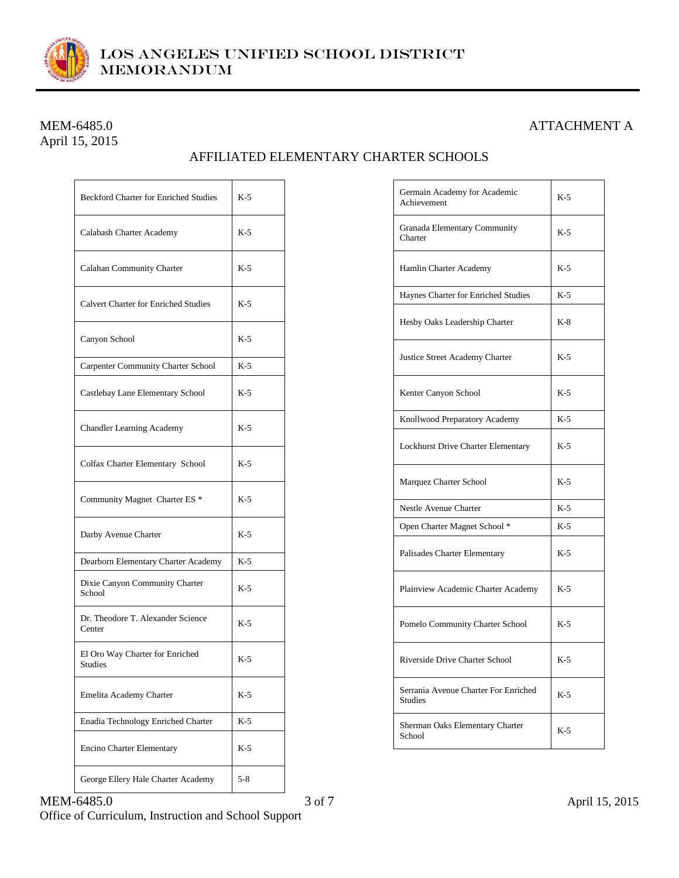MEM-6485.0
April 15, 2015

ATTACHMENT A

## AFFILIATED ELEMENTARY CHARTER SCHOOLS

| School | Grades |
|---|---|
| Beckford Charter for Enriched Studies | K-5 |
| Calabash Charter Academy | K-5 |
| Calahan Community Charter | K-5 |
| Calvert Charter for Enriched Studies | K-5 |
| Canyon School | K-5 |
| Carpenter Community Charter School | K-5 |
| Castlebay Lane Elementary School | K-5 |
| Chandler Learning Academy | K-5 |
| Colfax Charter Elementary School | K-5 |
| Community Magnet Charter ES * | K-5 |
| Darby Avenue Charter | K-5 |
| Dearborn Elementary Charter Academy | K-5 |
| Dixie Canyon Community Charter School | K-5 |
| Dr. Theodore T. Alexander Science Center | K-5 |
| El Oro Way Charter for Enriched Studies | K-5 |
| Emelita Academy Charter | K-5 |
| Enadia Technology Enriched Charter | K-5 |
| Encino Charter Elementary | K-5 |
| George Ellery Hale Charter Academy | 5-8 |

| School | Grades |
|---|---|
| Germain Academy for Academic Achievement | K-5 |
| Granada Elementary Community Charter | K-5 |
| Hamlin Charter Academy | K-5 |
| Haynes Charter for Enriched Studies | K-5 |
| Hesby Oaks Leadership Charter | K-8 |
| Justice Street Academy Charter | K-5 |
| Kenter Canyon School | K-5 |
| Knollwood Preparatory Academy | K-5 |
| Lockhurst Drive Charter Elementary | K-5 |
| Marquez Charter School | K-5 |
| Nestle Avenue Charter | K-5 |
| Open Charter Magnet School * | K-5 |
| Palisades Charter Elementary | K-5 |
| Plainview Academic Charter Academy | K-5 |
| Pomelo Community Charter School | K-5 |
| Riverside Drive Charter School | K-5 |
| Serrania Avenue Charter For Enriched Studies | K-5 |
| Sherman Oaks Elementary Charter School | K-5 |

MEM-6485.0
Office of Curriculum, Instruction and School Support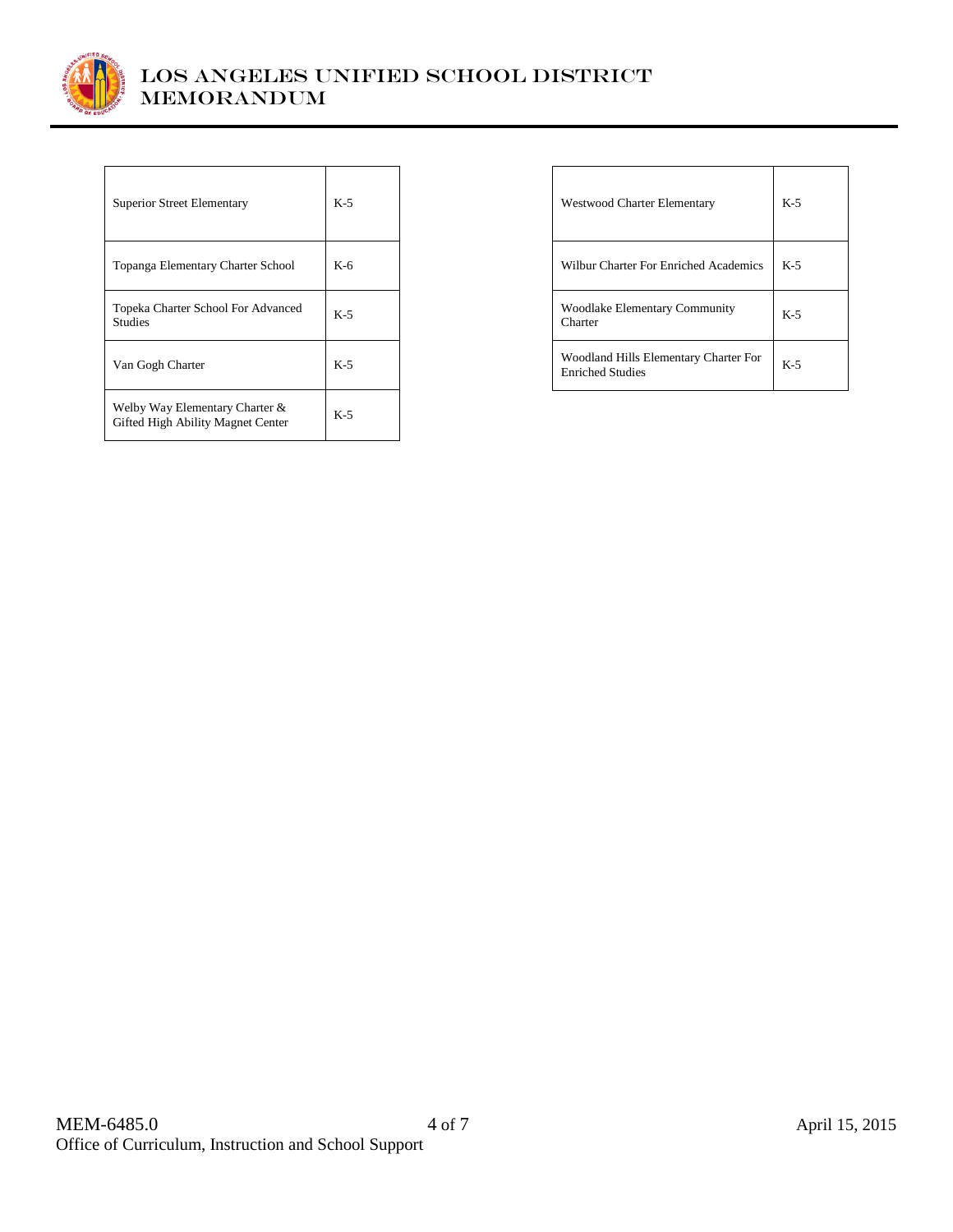| Superior Street Elementary | K-5 |
|---|---|
| Topanga Elementary Charter School | K-6 |
| Topeka Charter School For Advanced Studies | K-5 |
| Van Gogh Charter | K-5 |
| Welby Way Elementary Charter & Gifted High Ability Magnet Center | K-5 |
| Westwood Charter Elementary | K-5 |
| Wilbur Charter For Enriched Academics | K-5 |
| Woodlake Elementary Community Charter | K-5 |
| Woodland Hills Elementary Charter For Enriched Studies | K-5 |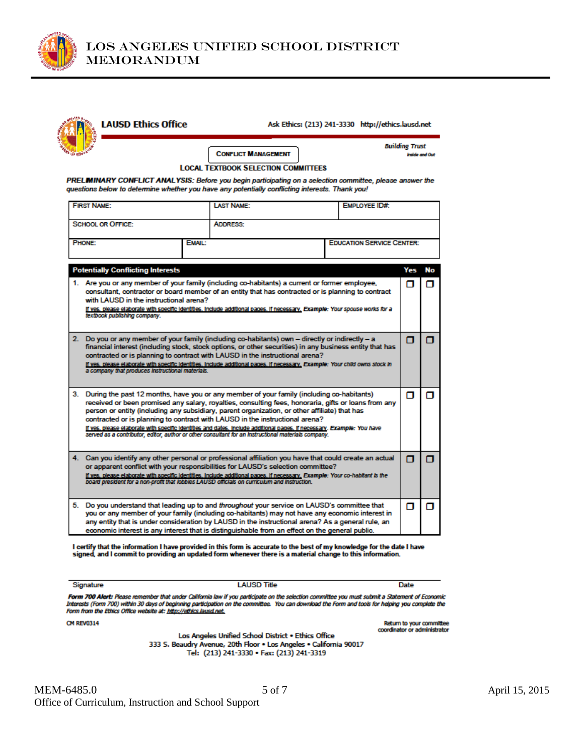# LOS ANGELES UNIFIED SCHOOL DISTRICT
# MEMORANDUM

**LAUSD Ethics Office**

Ask Ethics: (213) 241-3330 http://ethics.lausd.net

*Building Trust*
*Inside and Out*

**CONFLICT MANAGEMENT**

**LOCAL TEXTBOOK SELECTION COMMITTEES**

***PRELIMINARY CONFLICT ANALYSIS:*** *Before you begin participating on a selection committee, please answer the questions below to determine whether you have any potentially conflicting interests. Thank you!*

| FIRST NAME: | LAST NAME: | EMPLOYEE ID#: |
|---|---|---|
| SCHOOL OR OFFICE: | ADDRESS: | |
| PHONE: | EMAIL: | EDUCATION SERVICE CENTER: |

| Potentially Conflicting Interests | Yes | No |
|---|---|---|
| 1. Are you or any member of your family (including co-habitants) a current or former employee, consultant, contractor or board member of an entity that has contracted or is planning to contract with LAUSD in the instructional arena?<br>If yes, please elaborate with specific identities. Include additional pages, if necessary. ***Example:*** *Your spouse works for a textbook publishing company.* | ☐ | ☐ |
| 2. Do you or any member of your family (including co-habitants) own – directly or indirectly – a financial interest (including stock, stock options, or other securities) in any business entity that has contracted or is planning to contract with LAUSD in the instructional arena?<br>If yes, please elaborate with specific identities. Include additional pages, if necessary. ***Example:*** *Your child owns stock in a company that produces instructional materials.* | ☐ | ☐ |
| 3. During the past 12 months, have you or any member of your family (including co-habitants) received or been promised any salary, royalties, consulting fees, honoraria, gifts or loans from any person or entity (including any subsidiary, parent organization, or other affiliate) that has contracted or is planning to contract with LAUSD in the instructional arena?<br>If yes, please elaborate with specific identities and dates. Include additional pages, if necessary. ***Example:*** *You have served as a contributor, editor, author or other consultant for an instructional materials company.* | ☐ | ☐ |
| 4. Can you identify any other personal or professional affiliation you have that could create an actual or apparent conflict with your responsibilities for LAUSD's selection committee?<br>If yes, please elaborate with specific identities. Include additional pages, if necessary. ***Example:*** *Your co-habitant is the board president for a non-profit that lobbies LAUSD officials on curriculum and instruction.* | ☐ | ☐ |
| 5. Do you understand that leading up to and *throughout* your service on LAUSD's committee that you or any member of your family (including co-habitants) may not have any economic interest in any entity that is under consideration by LAUSD in the instructional arena? As a general rule, an economic interest is any interest that is distinguishable from an effect on the general public. | ☐ | ☐ |

**I certify that the information I have provided in this form is accurate to the best of my knowledge for the date I have signed, and I commit to providing an updated form whenever there is a material change to this information.**

Signature | LAUSD Title | Date

***Form 700 Alert:*** *Please remember that under California law if you participate on the selection committee you must submit a Statement of Economic Interests (Form 700) within 30 days of beginning participation on the committee. You can download the Form and tools for helping you complete the Form from the Ethics Office website at: http://ethics.lausd.net.*

CM REV0314

Return to your committee coordinator or administrator

Los Angeles Unified School District • Ethics Office
333 S. Beaudry Avenue, 20th Floor • Los Angeles • California 90017
Tel: (213) 241-3330 • Fax: (213) 241-3319

MEM-6485.0 April 15, 2015
Office of Curriculum, Instruction and School Support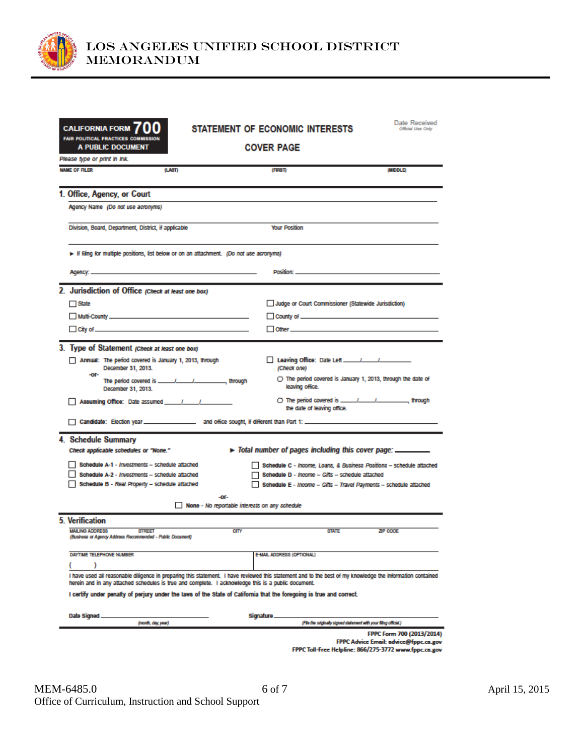# LOS ANGELES UNIFIED SCHOOL DISTRICT
# MEMORANDUM

**CALIFORNIA FORM 700**
**FAIR POLITICAL PRACTICES COMMISSION**
**A PUBLIC DOCUMENT**

## STATEMENT OF ECONOMIC INTERESTS
## COVER PAGE

Date Received
*Official Use Only*

*Please type or print in ink.*

**NAME OF FILER** (LAST) (FIRST) (MIDDLE)

### 1. Office, Agency, or Court

Agency Name *(Do not use acronyms)*

Division, Board, Department, District, if applicable                Your Position

► If filing for multiple positions, list below or on an attachment. *(Do not use acronyms)*

Agency: ______________________  Position: ______________________

### 2. Jurisdiction of Office *(Check at least one box)*

☐ State
☐ Judge or Court Commissioner (Statewide Jurisdiction)
☐ Multi-County ______________________
☐ County of ______________________
☐ City of ______________________
☐ Other ______________________

### 3. Type of Statement *(Check at least one box)*

☐ **Annual:** The period covered is January 1, 2013, through December 31, 2013.
-or-
The period covered is ____/____/________, through December 31, 2013.

☐ **Assuming Office:** Date assumed ____/____/________

☐ **Leaving Office:** Date Left ____/____/________
*(Check one)*
○ The period covered is January 1, 2013, through the date of leaving office.
○ The period covered is ____/____/________, through the date of leaving office.

☐ **Candidate:** Election year ________ and office sought, if different than Part 1: ______________________

### 4. Schedule Summary

***Check applicable schedules or "None."***

► ***Total number of pages including this cover page:*** ________

☐ **Schedule A-1** - *Investments* – schedule attached
☐ **Schedule A-2** - *Investments* – schedule attached
☐ **Schedule B** - *Real Property* – schedule attached
☐ **Schedule C** - *Income, Loans, & Business Positions* – schedule attached
☐ **Schedule D** - *Income – Gifts* – schedule attached
☐ **Schedule E** - *Income – Gifts – Travel Payments* – schedule attached

-or-

☐ **None** - *No reportable interests on any schedule*

### 5. Verification

MAILING ADDRESS STREET CITY STATE ZIP CODE
*(Business or Agency Address Recommended - Public Document)*

DAYTIME TELEPHONE NUMBER
(       )

E-MAIL ADDRESS (OPTIONAL)

I have used all reasonable diligence in preparing this statement. I have reviewed this statement and to the best of my knowledge the information contained herein and in any attached schedules is true and complete. I acknowledge this is a public document.

**I certify under penalty of perjury under the laws of the State of California that the foregoing is true and correct.**

**Date Signed** ______________________ *(month, day, year)*

**Signature** ______________________ *(File the originally signed statement with your filing official.)*

**FPPC Form 700 (2013/2014)**
**FPPC Advice Email: advice@fppc.ca.gov**
**FPPC Toll-Free Helpline: 866/275-3772 www.fppc.ca.gov**

MEM-6485.0
Office of Curriculum, Instruction and School Support

April 15, 2015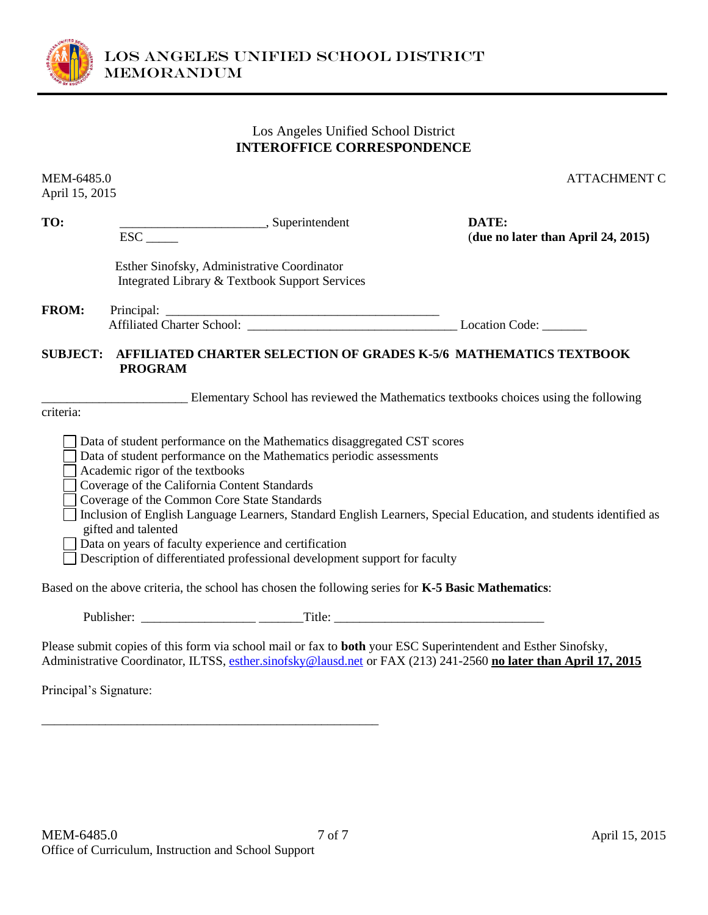# LOS ANGELES UNIFIED SCHOOL DISTRICT
## MEMORANDUM

Los Angeles Unified School District
**INTEROFFICE CORRESPONDENCE**

MEM-6485.0
April 15, 2015

ATTACHMENT C

**TO:** _______________________, Superintendent
ESC _____

**DATE:**
(**due no later than April 24, 2015)**

Esther Sinofsky, Administrative Coordinator
Integrated Library & Textbook Support Services

**FROM:** Principal: ____________________________________________
Affiliated Charter School: _________________________________ Location Code: _______

**SUBJECT: AFFILIATED CHARTER SELECTION OF GRADES K-5/6 MATHEMATICS TEXTBOOK PROGRAM**

_______________________ Elementary School has reviewed the Mathematics textbooks choices using the following criteria:

- ☐ Data of student performance on the Mathematics disaggregated CST scores
- ☐ Data of student performance on the Mathematics periodic assessments
- ☐ Academic rigor of the textbooks
- ☐ Coverage of the California Content Standards
- ☐ Coverage of the Common Core State Standards
- ☐ Inclusion of English Language Learners, Standard English Learners, Special Education, and students identified as gifted and talented
- ☐ Data on years of faculty experience and certification
- ☐ Description of differentiated professional development support for faculty

Based on the above criteria, the school has chosen the following series for **K-5 Basic Mathematics**:

Publisher: _________________ _______Title: ________________________________

Please submit copies of this form via school mail or fax to **both** your ESC Superintendent and Esther Sinofsky, Administrative Coordinator, ILTSS, esther.sinofsky@lausd.net or FAX (213) 241-2560 **no later than April 17, 2015**

Principal's Signature:

_____________________________________________________

MEM-6485.0
Office of Curriculum, Instruction and School Support